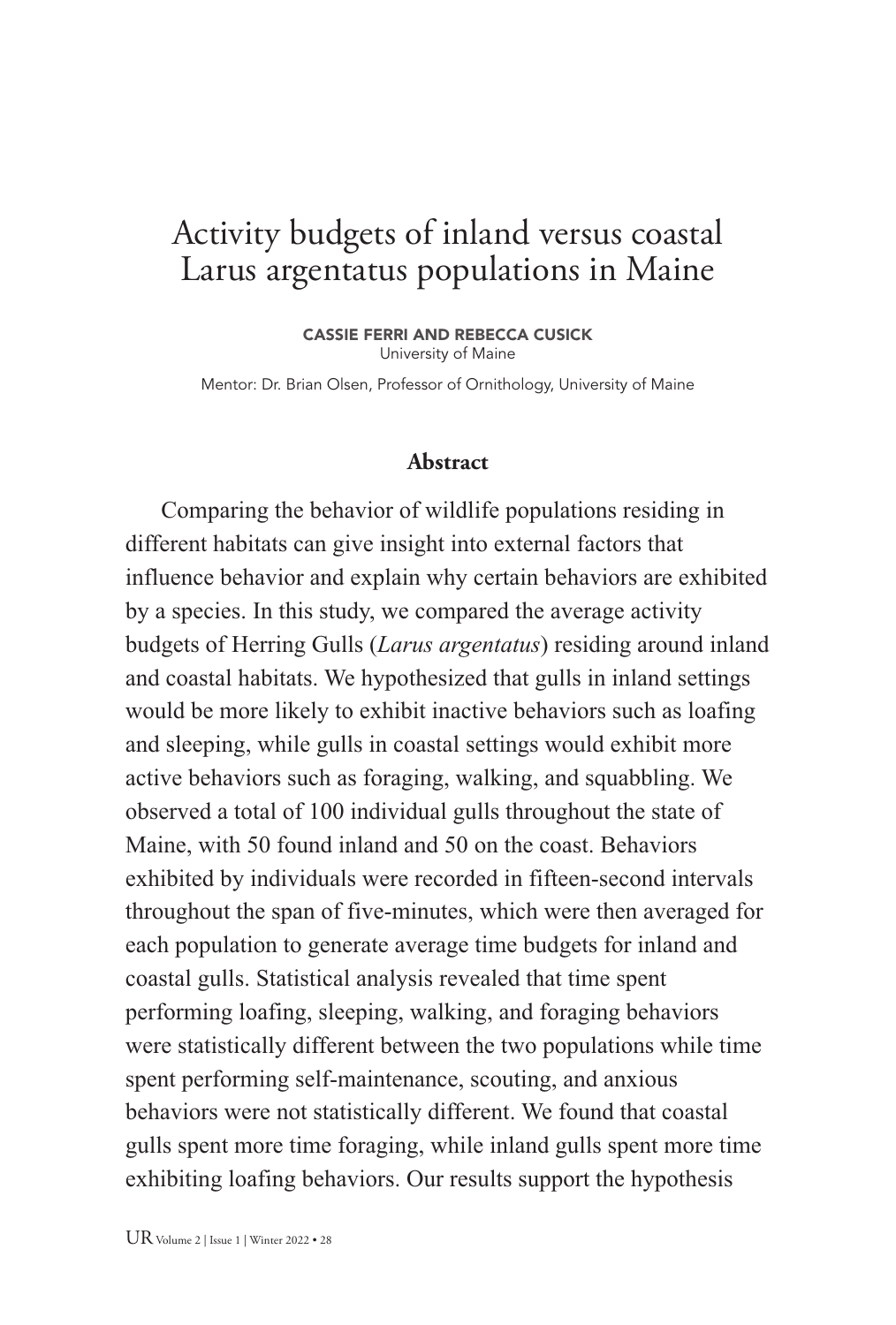# Activity budgets of inland versus coastal Larus argentatus populations in Maine

**CASSIE FERRI AND REBECCA CUSICK**
University of Maine

Mentor: Dr. Brian Olsen, Professor of Ornithology, University of Maine

## Abstract

Comparing the behavior of wildlife populations residing in different habitats can give insight into external factors that influence behavior and explain why certain behaviors are exhibited by a species. In this study, we compared the average activity budgets of Herring Gulls (*Larus argentatus*) residing around inland and coastal habitats. We hypothesized that gulls in inland settings would be more likely to exhibit inactive behaviors such as loafing and sleeping, while gulls in coastal settings would exhibit more active behaviors such as foraging, walking, and squabbling. We observed a total of 100 individual gulls throughout the state of Maine, with 50 found inland and 50 on the coast. Behaviors exhibited by individuals were recorded in fifteen-second intervals throughout the span of five-minutes, which were then averaged for each population to generate average time budgets for inland and coastal gulls. Statistical analysis revealed that time spent performing loafing, sleeping, walking, and foraging behaviors were statistically different between the two populations while time spent performing self-maintenance, scouting, and anxious behaviors were not statistically different. We found that coastal gulls spent more time foraging, while inland gulls spent more time exhibiting loafing behaviors. Our results support the hypothesis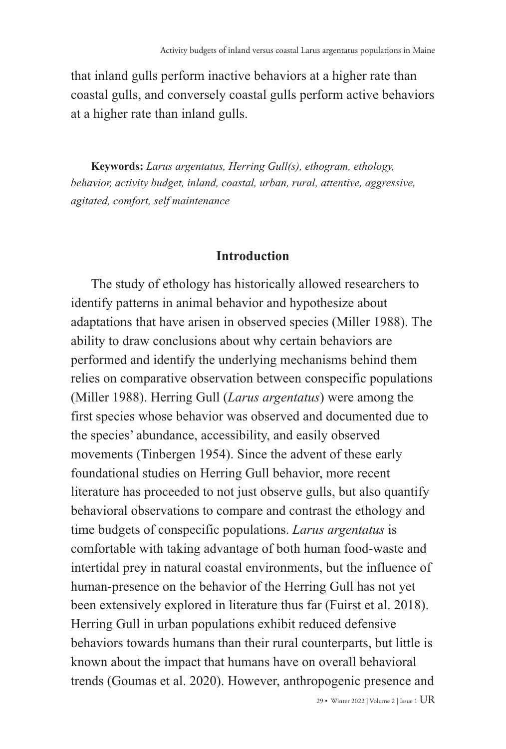that inland gulls perform inactive behaviors at a higher rate than coastal gulls, and conversely coastal gulls perform active behaviors at a higher rate than inland gulls.

**Keywords:** *Larus argentatus, Herring Gull(s), ethogram, ethology, behavior, activity budget, inland, coastal, urban, rural, attentive, aggressive, agitated, comfort, self maintenance*

## Introduction

The study of ethology has historically allowed researchers to identify patterns in animal behavior and hypothesize about adaptations that have arisen in observed species (Miller 1988). The ability to draw conclusions about why certain behaviors are performed and identify the underlying mechanisms behind them relies on comparative observation between conspecific populations (Miller 1988). Herring Gull (*Larus argentatus*) were among the first species whose behavior was observed and documented due to the species' abundance, accessibility, and easily observed movements (Tinbergen 1954). Since the advent of these early foundational studies on Herring Gull behavior, more recent literature has proceeded to not just observe gulls, but also quantify behavioral observations to compare and contrast the ethology and time budgets of conspecific populations. *Larus argentatus* is comfortable with taking advantage of both human food-waste and intertidal prey in natural coastal environments, but the influence of human-presence on the behavior of the Herring Gull has not yet been extensively explored in literature thus far (Fuirst et al. 2018). Herring Gull in urban populations exhibit reduced defensive behaviors towards humans than their rural counterparts, but little is known about the impact that humans have on overall behavioral trends (Goumas et al. 2020). However, anthropogenic presence and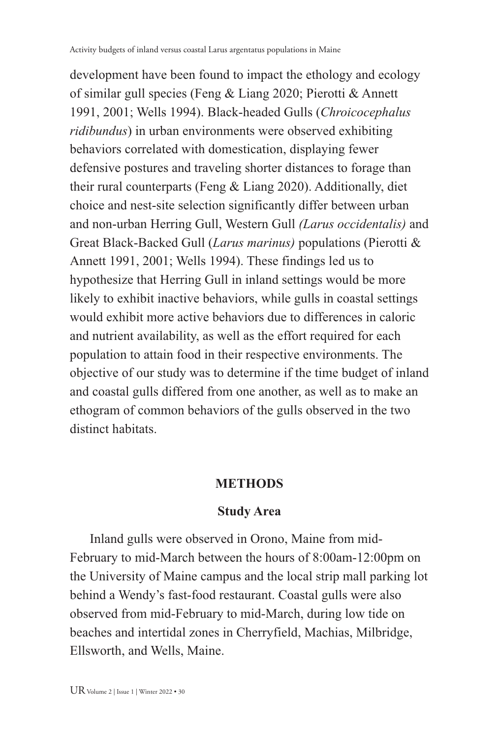development have been found to impact the ethology and ecology of similar gull species (Feng & Liang 2020; Pierotti & Annett 1991, 2001; Wells 1994). Black-headed Gulls (*Chroicocephalus ridibundus*) in urban environments were observed exhibiting behaviors correlated with domestication, displaying fewer defensive postures and traveling shorter distances to forage than their rural counterparts (Feng & Liang 2020). Additionally, diet choice and nest-site selection significantly differ between urban and non-urban Herring Gull, Western Gull *(Larus occidentalis)* and Great Black-Backed Gull (*Larus marinus)* populations (Pierotti & Annett 1991, 2001; Wells 1994). These findings led us to hypothesize that Herring Gull in inland settings would be more likely to exhibit inactive behaviors, while gulls in coastal settings would exhibit more active behaviors due to differences in caloric and nutrient availability, as well as the effort required for each population to attain food in their respective environments. The objective of our study was to determine if the time budget of inland and coastal gulls differed from one another, as well as to make an ethogram of common behaviors of the gulls observed in the two distinct habitats.

## METHODS

### Study Area

Inland gulls were observed in Orono, Maine from mid-February to mid-March between the hours of 8:00am-12:00pm on the University of Maine campus and the local strip mall parking lot behind a Wendy's fast-food restaurant. Coastal gulls were also observed from mid-February to mid-March, during low tide on beaches and intertidal zones in Cherryfield, Machias, Milbridge, Ellsworth, and Wells, Maine.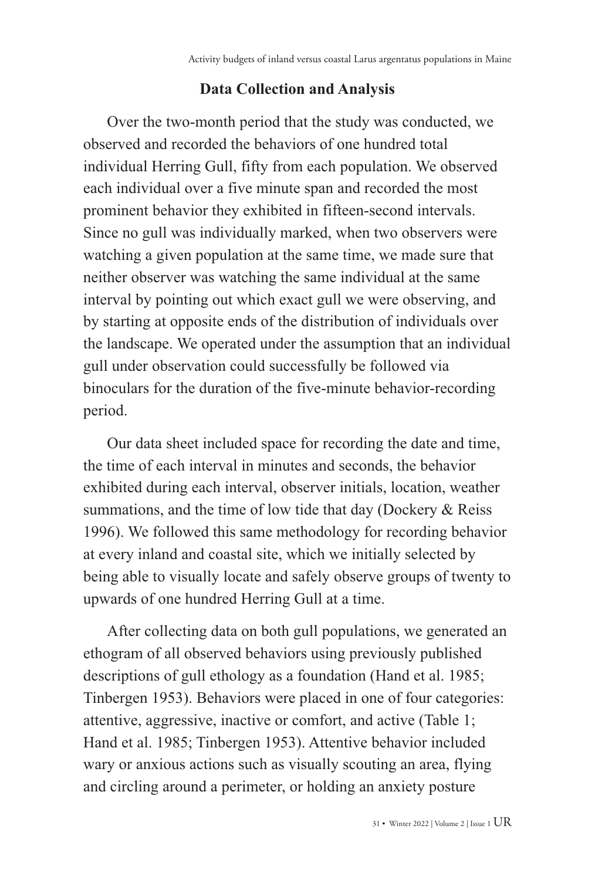## Data Collection and Analysis

Over the two-month period that the study was conducted, we observed and recorded the behaviors of one hundred total individual Herring Gull, fifty from each population. We observed each individual over a five minute span and recorded the most prominent behavior they exhibited in fifteen-second intervals. Since no gull was individually marked, when two observers were watching a given population at the same time, we made sure that neither observer was watching the same individual at the same interval by pointing out which exact gull we were observing, and by starting at opposite ends of the distribution of individuals over the landscape. We operated under the assumption that an individual gull under observation could successfully be followed via binoculars for the duration of the five-minute behavior-recording period.

Our data sheet included space for recording the date and time, the time of each interval in minutes and seconds, the behavior exhibited during each interval, observer initials, location, weather summations, and the time of low tide that day (Dockery & Reiss 1996). We followed this same methodology for recording behavior at every inland and coastal site, which we initially selected by being able to visually locate and safely observe groups of twenty to upwards of one hundred Herring Gull at a time.

After collecting data on both gull populations, we generated an ethogram of all observed behaviors using previously published descriptions of gull ethology as a foundation (Hand et al. 1985; Tinbergen 1953). Behaviors were placed in one of four categories: attentive, aggressive, inactive or comfort, and active (Table 1; Hand et al. 1985; Tinbergen 1953). Attentive behavior included wary or anxious actions such as visually scouting an area, flying and circling around a perimeter, or holding an anxiety posture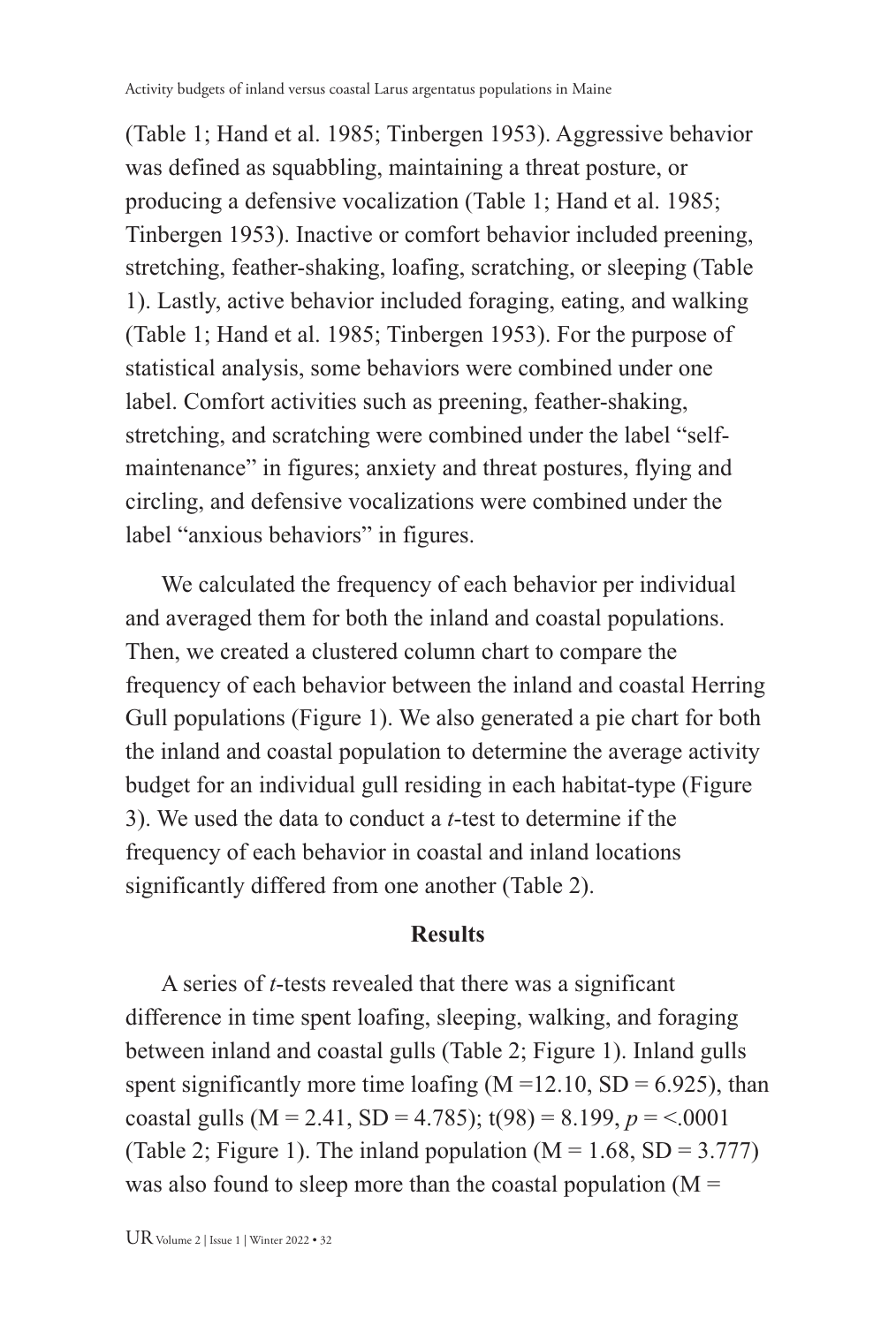(Table 1; Hand et al. 1985; Tinbergen 1953). Aggressive behavior was defined as squabbling, maintaining a threat posture, or producing a defensive vocalization (Table 1; Hand et al. 1985; Tinbergen 1953). Inactive or comfort behavior included preening, stretching, feather-shaking, loafing, scratching, or sleeping (Table 1). Lastly, active behavior included foraging, eating, and walking (Table 1; Hand et al. 1985; Tinbergen 1953). For the purpose of statistical analysis, some behaviors were combined under one label. Comfort activities such as preening, feather-shaking, stretching, and scratching were combined under the label "self-maintenance" in figures; anxiety and threat postures, flying and circling, and defensive vocalizations were combined under the label "anxious behaviors" in figures.

We calculated the frequency of each behavior per individual and averaged them for both the inland and coastal populations. Then, we created a clustered column chart to compare the frequency of each behavior between the inland and coastal Herring Gull populations (Figure 1). We also generated a pie chart for both the inland and coastal population to determine the average activity budget for an individual gull residing in each habitat-type (Figure 3). We used the data to conduct a *t*-test to determine if the frequency of each behavior in coastal and inland locations significantly differed from one another (Table 2).

## Results

A series of *t*-tests revealed that there was a significant difference in time spent loafing, sleeping, walking, and foraging between inland and coastal gulls (Table 2; Figure 1). Inland gulls spent significantly more time loafing (M =12.10, SD = 6.925), than coastal gulls (M = 2.41, SD = 4.785); $t(98) = 8.199$, $p = <.0001$ (Table 2; Figure 1). The inland population (M = 1.68, SD = 3.777) was also found to sleep more than the coastal population (M =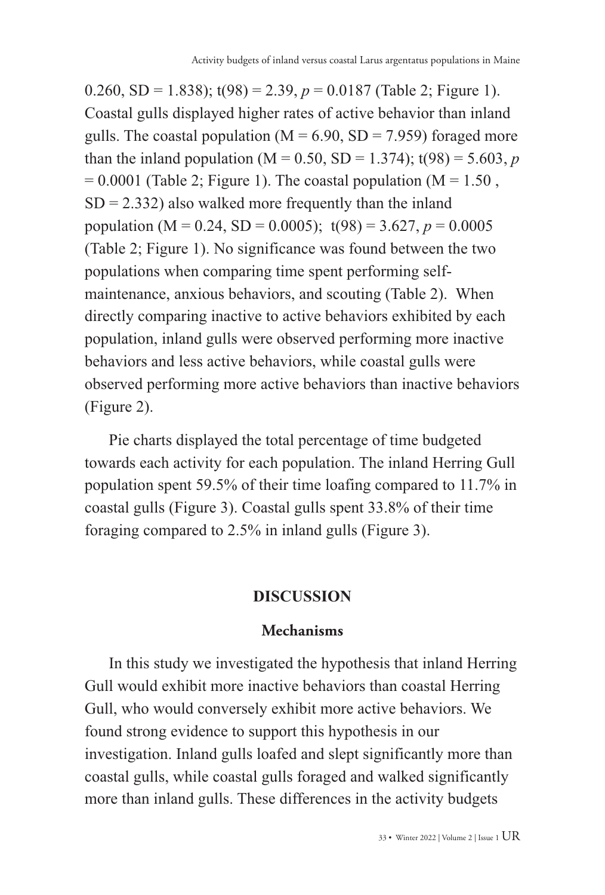0.260, SD = 1.838); $t(98) = 2.39$, $p = 0.0187$ (Table 2; Figure 1). Coastal gulls displayed higher rates of active behavior than inland gulls. The coastal population (M = 6.90, SD = 7.959) foraged more than the inland population (M = 0.50, SD = 1.374); $t(98) = 5.603$, $p = 0.0001$ (Table 2; Figure 1). The coastal population (M = 1.50 , SD = 2.332) also walked more frequently than the inland population (M = 0.24, SD = 0.0005); $t(98) = 3.627$, $p = 0.0005$ (Table 2; Figure 1). No significance was found between the two populations when comparing time spent performing self-maintenance, anxious behaviors, and scouting (Table 2). When directly comparing inactive to active behaviors exhibited by each population, inland gulls were observed performing more inactive behaviors and less active behaviors, while coastal gulls were observed performing more active behaviors than inactive behaviors (Figure 2).

Pie charts displayed the total percentage of time budgeted towards each activity for each population. The inland Herring Gull population spent 59.5% of their time loafing compared to 11.7% in coastal gulls (Figure 3). Coastal gulls spent 33.8% of their time foraging compared to 2.5% in inland gulls (Figure 3).

## DISCUSSION

### Mechanisms

In this study we investigated the hypothesis that inland Herring Gull would exhibit more inactive behaviors than coastal Herring Gull, who would conversely exhibit more active behaviors. We found strong evidence to support this hypothesis in our investigation. Inland gulls loafed and slept significantly more than coastal gulls, while coastal gulls foraged and walked significantly more than inland gulls. These differences in the activity budgets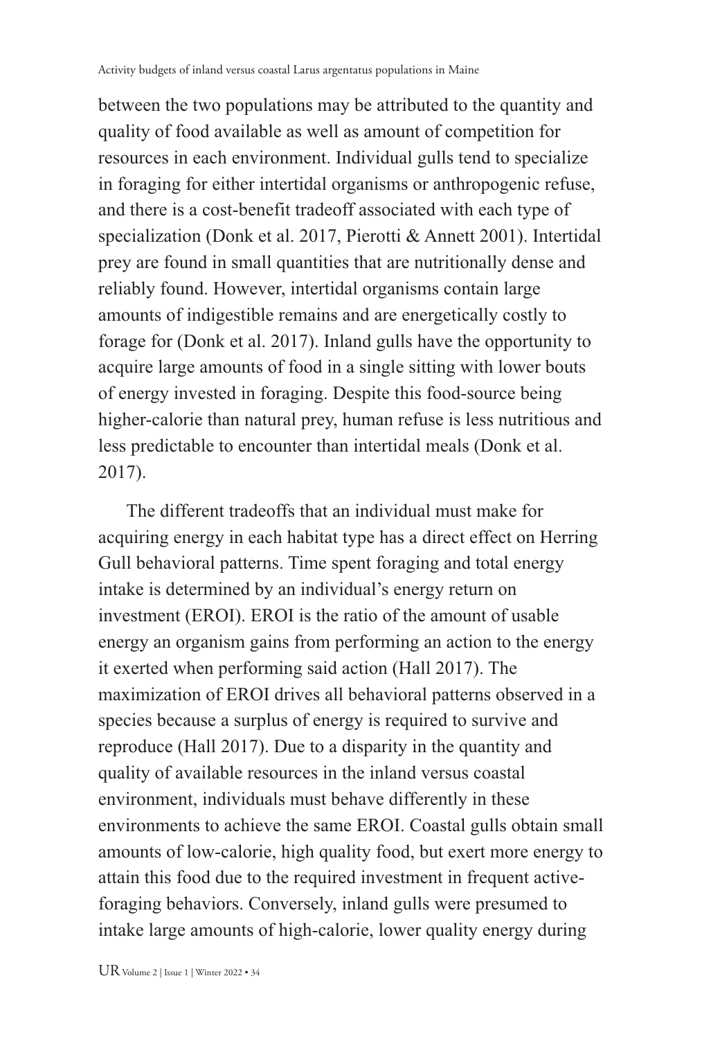between the two populations may be attributed to the quantity and quality of food available as well as amount of competition for resources in each environment. Individual gulls tend to specialize in foraging for either intertidal organisms or anthropogenic refuse, and there is a cost-benefit tradeoff associated with each type of specialization (Donk et al. 2017, Pierotti & Annett 2001). Intertidal prey are found in small quantities that are nutritionally dense and reliably found. However, intertidal organisms contain large amounts of indigestible remains and are energetically costly to forage for (Donk et al. 2017). Inland gulls have the opportunity to acquire large amounts of food in a single sitting with lower bouts of energy invested in foraging. Despite this food-source being higher-calorie than natural prey, human refuse is less nutritious and less predictable to encounter than intertidal meals (Donk et al. 2017).

The different tradeoffs that an individual must make for acquiring energy in each habitat type has a direct effect on Herring Gull behavioral patterns. Time spent foraging and total energy intake is determined by an individual's energy return on investment (EROI). EROI is the ratio of the amount of usable energy an organism gains from performing an action to the energy it exerted when performing said action (Hall 2017). The maximization of EROI drives all behavioral patterns observed in a species because a surplus of energy is required to survive and reproduce (Hall 2017). Due to a disparity in the quantity and quality of available resources in the inland versus coastal environment, individuals must behave differently in these environments to achieve the same EROI. Coastal gulls obtain small amounts of low-calorie, high quality food, but exert more energy to attain this food due to the required investment in frequent active-foraging behaviors. Conversely, inland gulls were presumed to intake large amounts of high-calorie, lower quality energy during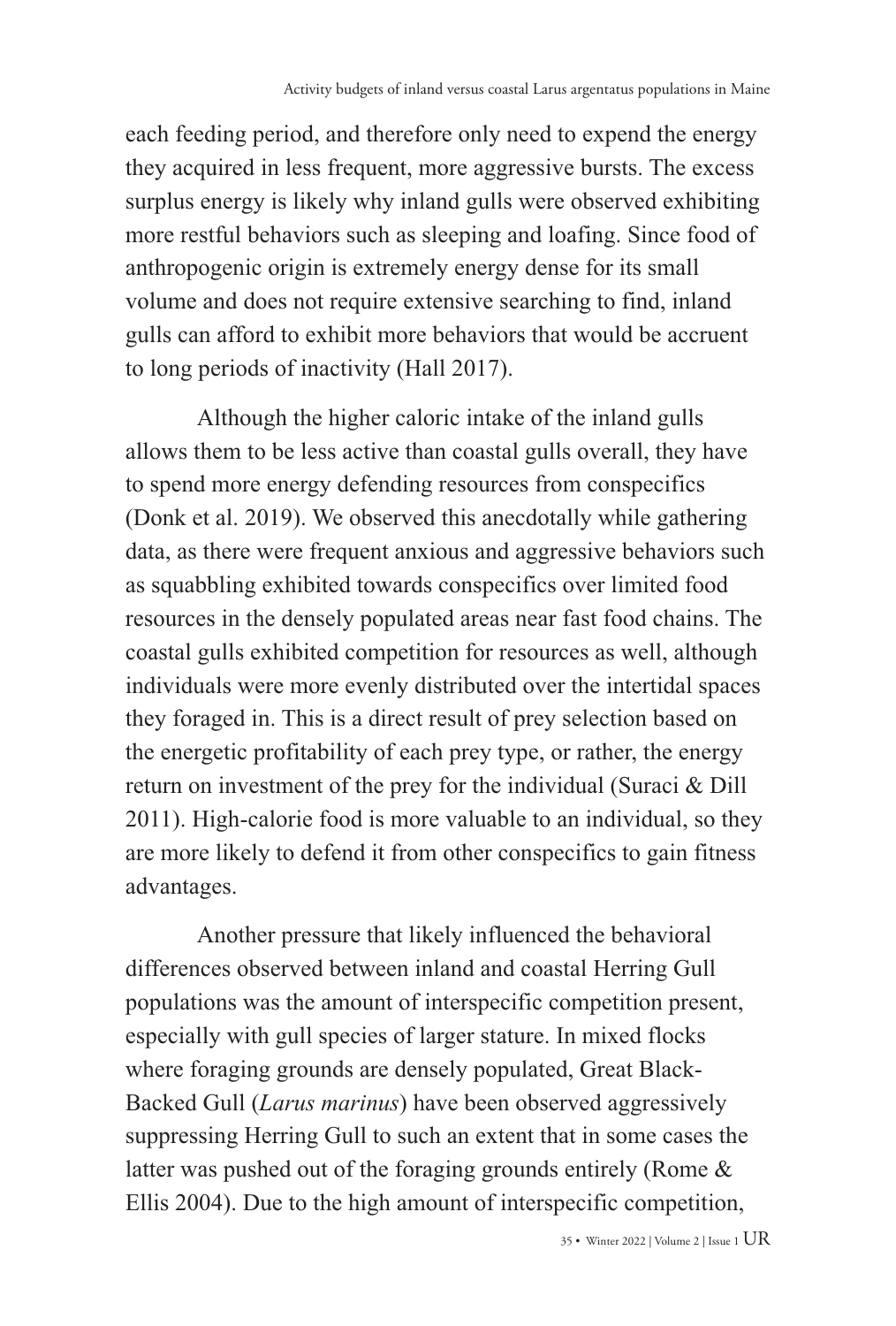each feeding period, and therefore only need to expend the energy they acquired in less frequent, more aggressive bursts. The excess surplus energy is likely why inland gulls were observed exhibiting more restful behaviors such as sleeping and loafing. Since food of anthropogenic origin is extremely energy dense for its small volume and does not require extensive searching to find, inland gulls can afford to exhibit more behaviors that would be accruent to long periods of inactivity (Hall 2017).

Although the higher caloric intake of the inland gulls allows them to be less active than coastal gulls overall, they have to spend more energy defending resources from conspecifics (Donk et al. 2019). We observed this anecdotally while gathering data, as there were frequent anxious and aggressive behaviors such as squabbling exhibited towards conspecifics over limited food resources in the densely populated areas near fast food chains. The coastal gulls exhibited competition for resources as well, although individuals were more evenly distributed over the intertidal spaces they foraged in. This is a direct result of prey selection based on the energetic profitability of each prey type, or rather, the energy return on investment of the prey for the individual (Suraci & Dill 2011). High-calorie food is more valuable to an individual, so they are more likely to defend it from other conspecifics to gain fitness advantages.

Another pressure that likely influenced the behavioral differences observed between inland and coastal Herring Gull populations was the amount of interspecific competition present, especially with gull species of larger stature. In mixed flocks where foraging grounds are densely populated, Great Black-Backed Gull (*Larus marinus*) have been observed aggressively suppressing Herring Gull to such an extent that in some cases the latter was pushed out of the foraging grounds entirely (Rome & Ellis 2004). Due to the high amount of interspecific competition,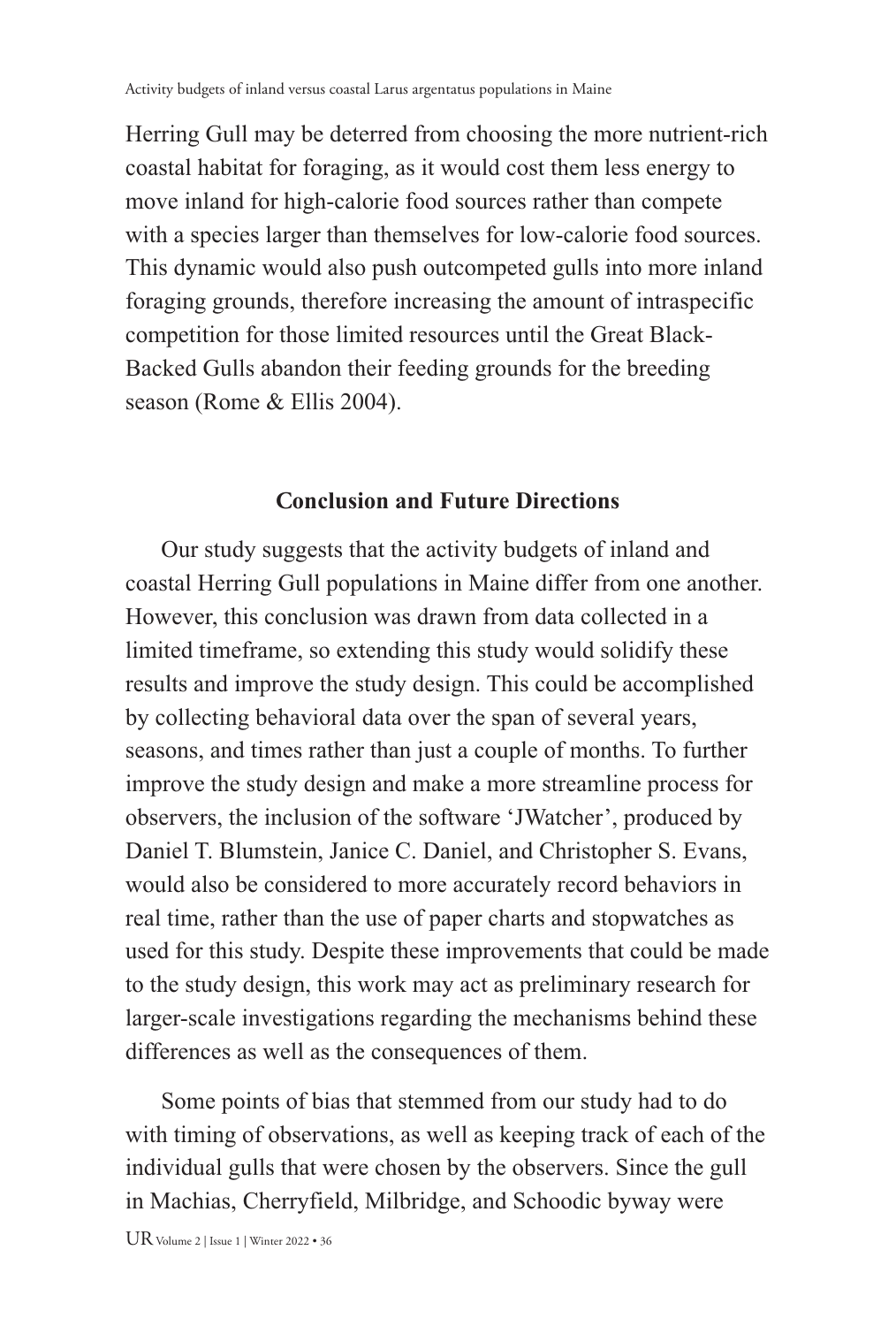Herring Gull may be deterred from choosing the more nutrient-rich coastal habitat for foraging, as it would cost them less energy to move inland for high-calorie food sources rather than compete with a species larger than themselves for low-calorie food sources. This dynamic would also push outcompeted gulls into more inland foraging grounds, therefore increasing the amount of intraspecific competition for those limited resources until the Great Black-Backed Gulls abandon their feeding grounds for the breeding season (Rome & Ellis 2004).

## Conclusion and Future Directions

Our study suggests that the activity budgets of inland and coastal Herring Gull populations in Maine differ from one another. However, this conclusion was drawn from data collected in a limited timeframe, so extending this study would solidify these results and improve the study design. This could be accomplished by collecting behavioral data over the span of several years, seasons, and times rather than just a couple of months. To further improve the study design and make a more streamline process for observers, the inclusion of the software 'JWatcher', produced by Daniel T. Blumstein, Janice C. Daniel, and Christopher S. Evans, would also be considered to more accurately record behaviors in real time, rather than the use of paper charts and stopwatches as used for this study. Despite these improvements that could be made to the study design, this work may act as preliminary research for larger-scale investigations regarding the mechanisms behind these differences as well as the consequences of them.

Some points of bias that stemmed from our study had to do with timing of observations, as well as keeping track of each of the individual gulls that were chosen by the observers. Since the gull in Machias, Cherryfield, Milbridge, and Schoodic byway were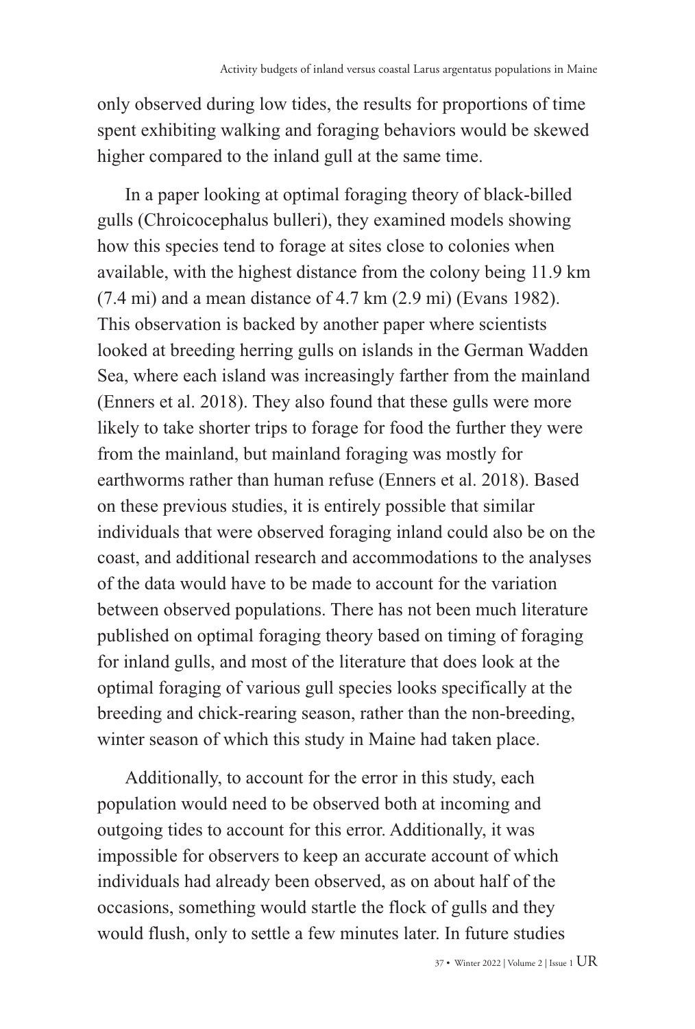only observed during low tides, the results for proportions of time spent exhibiting walking and foraging behaviors would be skewed higher compared to the inland gull at the same time.

In a paper looking at optimal foraging theory of black-billed gulls (Chroicocephalus bulleri), they examined models showing how this species tend to forage at sites close to colonies when available, with the highest distance from the colony being 11.9 km (7.4 mi) and a mean distance of 4.7 km (2.9 mi) (Evans 1982). This observation is backed by another paper where scientists looked at breeding herring gulls on islands in the German Wadden Sea, where each island was increasingly farther from the mainland (Enners et al. 2018). They also found that these gulls were more likely to take shorter trips to forage for food the further they were from the mainland, but mainland foraging was mostly for earthworms rather than human refuse (Enners et al. 2018). Based on these previous studies, it is entirely possible that similar individuals that were observed foraging inland could also be on the coast, and additional research and accommodations to the analyses of the data would have to be made to account for the variation between observed populations. There has not been much literature published on optimal foraging theory based on timing of foraging for inland gulls, and most of the literature that does look at the optimal foraging of various gull species looks specifically at the breeding and chick-rearing season, rather than the non-breeding, winter season of which this study in Maine had taken place.

Additionally, to account for the error in this study, each population would need to be observed both at incoming and outgoing tides to account for this error. Additionally, it was impossible for observers to keep an accurate account of which individuals had already been observed, as on about half of the occasions, something would startle the flock of gulls and they would flush, only to settle a few minutes later. In future studies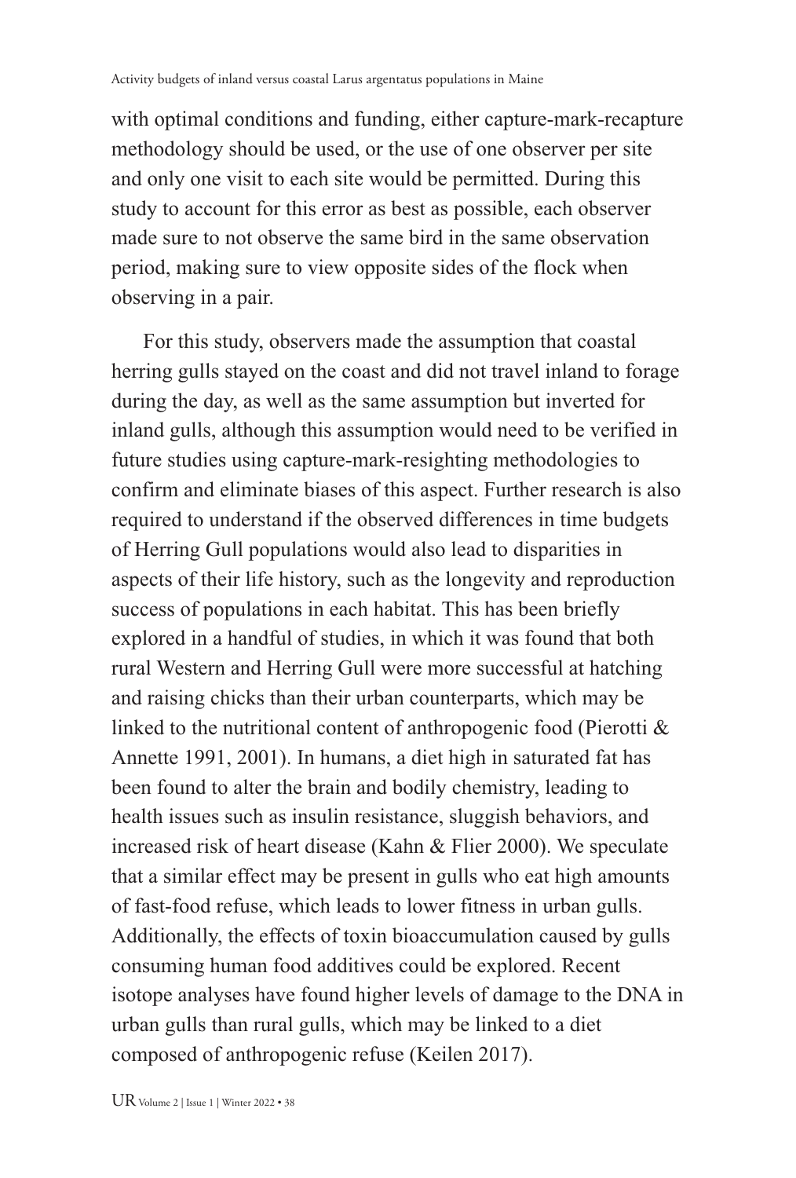with optimal conditions and funding, either capture-mark-recapture methodology should be used, or the use of one observer per site and only one visit to each site would be permitted. During this study to account for this error as best as possible, each observer made sure to not observe the same bird in the same observation period, making sure to view opposite sides of the flock when observing in a pair.

For this study, observers made the assumption that coastal herring gulls stayed on the coast and did not travel inland to forage during the day, as well as the same assumption but inverted for inland gulls, although this assumption would need to be verified in future studies using capture-mark-resighting methodologies to confirm and eliminate biases of this aspect. Further research is also required to understand if the observed differences in time budgets of Herring Gull populations would also lead to disparities in aspects of their life history, such as the longevity and reproduction success of populations in each habitat. This has been briefly explored in a handful of studies, in which it was found that both rural Western and Herring Gull were more successful at hatching and raising chicks than their urban counterparts, which may be linked to the nutritional content of anthropogenic food (Pierotti & Annette 1991, 2001). In humans, a diet high in saturated fat has been found to alter the brain and bodily chemistry, leading to health issues such as insulin resistance, sluggish behaviors, and increased risk of heart disease (Kahn & Flier 2000). We speculate that a similar effect may be present in gulls who eat high amounts of fast-food refuse, which leads to lower fitness in urban gulls. Additionally, the effects of toxin bioaccumulation caused by gulls consuming human food additives could be explored. Recent isotope analyses have found higher levels of damage to the DNA in urban gulls than rural gulls, which may be linked to a diet composed of anthropogenic refuse (Keilen 2017).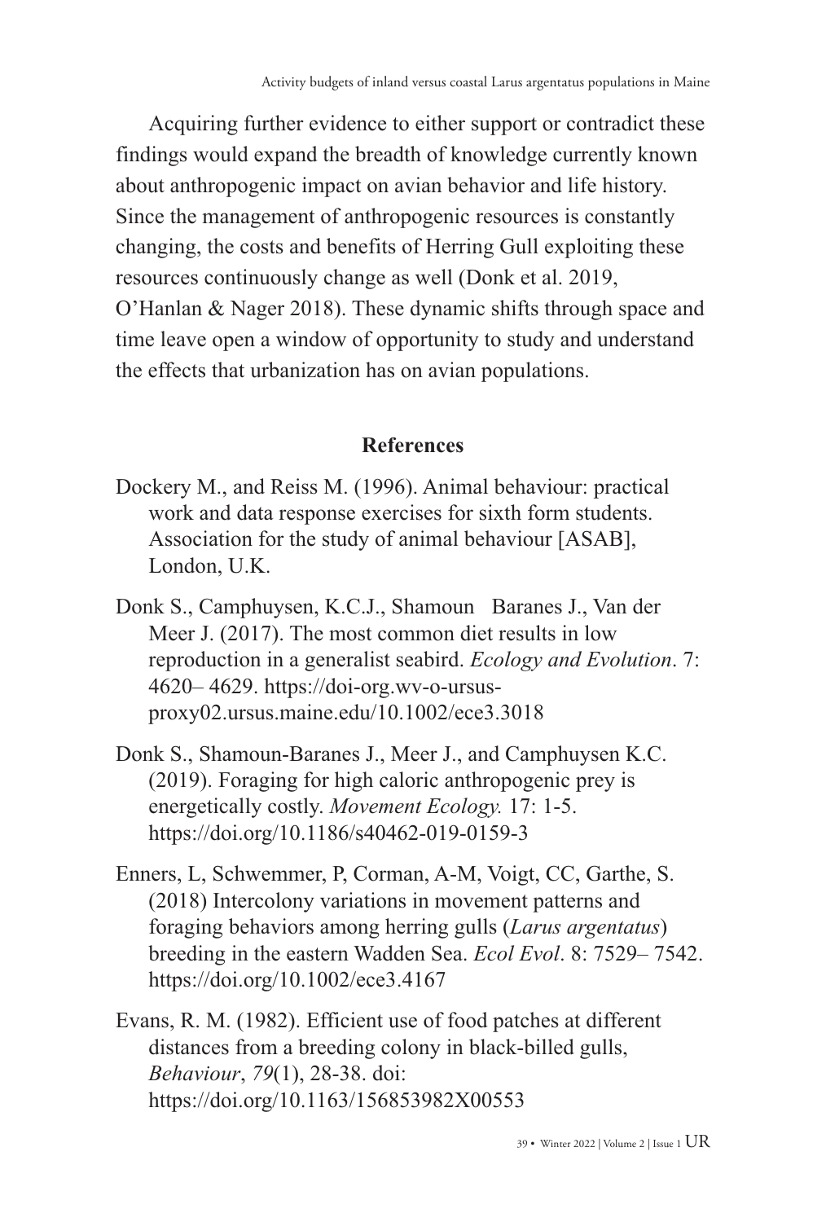Acquiring further evidence to either support or contradict these findings would expand the breadth of knowledge currently known about anthropogenic impact on avian behavior and life history. Since the management of anthropogenic resources is constantly changing, the costs and benefits of Herring Gull exploiting these resources continuously change as well (Donk et al. 2019, O'Hanlan & Nager 2018). These dynamic shifts through space and time leave open a window of opportunity to study and understand the effects that urbanization has on avian populations.

## References

Dockery M., and Reiss M. (1996). Animal behaviour: practical work and data response exercises for sixth form students. Association for the study of animal behaviour [ASAB], London, U.K.

Donk S., Camphuysen, K.C.J., Shamoun Baranes J., Van der Meer J. (2017). The most common diet results in low reproduction in a generalist seabird. *Ecology and Evolution*. 7: 4620– 4629. https://doi-org.wv-o-ursus-proxy02.ursus.maine.edu/10.1002/ece3.3018

Donk S., Shamoun-Baranes J., Meer J., and Camphuysen K.C. (2019). Foraging for high caloric anthropogenic prey is energetically costly. *Movement Ecology.* 17: 1-5. https://doi.org/10.1186/s40462-019-0159-3

Enners, L, Schwemmer, P, Corman, A-M, Voigt, CC, Garthe, S. (2018) Intercolony variations in movement patterns and foraging behaviors among herring gulls (*Larus argentatus*) breeding in the eastern Wadden Sea. *Ecol Evol*. 8: 7529– 7542. https://doi.org/10.1002/ece3.4167

Evans, R. M. (1982). Efficient use of food patches at different distances from a breeding colony in black-billed gulls, *Behaviour*, *79*(1), 28-38. doi: https://doi.org/10.1163/156853982X00553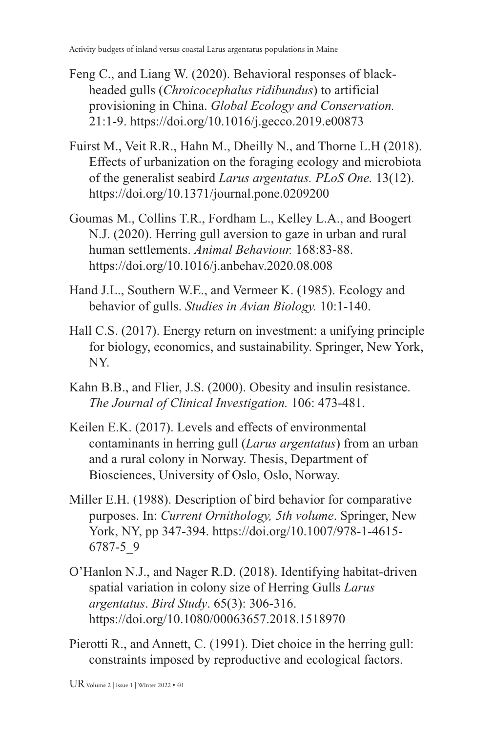Feng C., and Liang W. (2020). Behavioral responses of black-headed gulls (*Chroicocephalus ridibundus*) to artificial provisioning in China. *Global Ecology and Conservation.* 21:1-9. https://doi.org/10.1016/j.gecco.2019.e00873

Fuirst M., Veit R.R., Hahn M., Dheilly N., and Thorne L.H (2018). Effects of urbanization on the foraging ecology and microbiota of the generalist seabird *Larus argentatus. PLoS One.* 13(12). https://doi.org/10.1371/journal.pone.0209200

Goumas M., Collins T.R., Fordham L., Kelley L.A., and Boogert N.J. (2020). Herring gull aversion to gaze in urban and rural human settlements. *Animal Behaviour.* 168:83-88. https://doi.org/10.1016/j.anbehav.2020.08.008

Hand J.L., Southern W.E., and Vermeer K. (1985). Ecology and behavior of gulls. *Studies in Avian Biology.* 10:1-140.

Hall C.S. (2017). Energy return on investment: a unifying principle for biology, economics, and sustainability. Springer, New York, NY.

Kahn B.B., and Flier, J.S. (2000). Obesity and insulin resistance. *The Journal of Clinical Investigation.* 106: 473-481.

Keilen E.K. (2017). Levels and effects of environmental contaminants in herring gull (*Larus argentatus*) from an urban and a rural colony in Norway. Thesis, Department of Biosciences, University of Oslo, Oslo, Norway.

Miller E.H. (1988). Description of bird behavior for comparative purposes. In: *Current Ornithology, 5th volume*. Springer, New York, NY, pp 347-394. https://doi.org/10.1007/978-1-4615-6787-5_9

O'Hanlon N.J., and Nager R.D. (2018). Identifying habitat-driven spatial variation in colony size of Herring Gulls *Larus argentatus*. *Bird Study*. 65(3): 306-316. https://doi.org/10.1080/00063657.2018.1518970

Pierotti R., and Annett, C. (1991). Diet choice in the herring gull: constraints imposed by reproductive and ecological factors.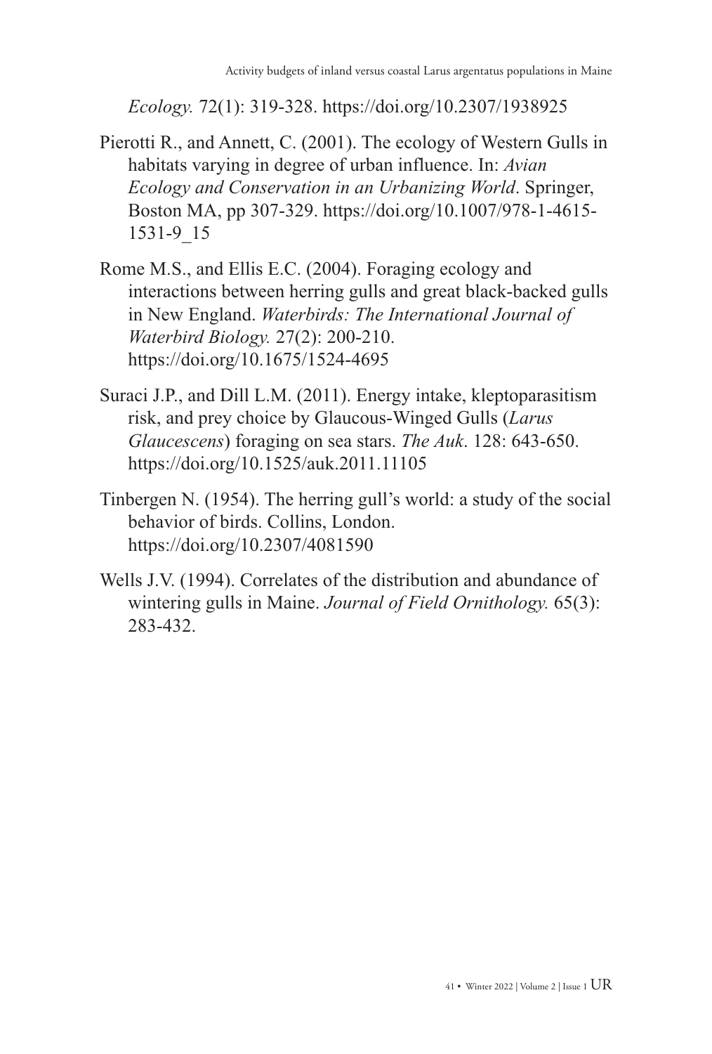*Ecology.* 72(1): 319-328. https://doi.org/10.2307/1938925

Pierotti R., and Annett, C. (2001). The ecology of Western Gulls in habitats varying in degree of urban influence. In: *Avian Ecology and Conservation in an Urbanizing World*. Springer, Boston MA, pp 307-329. https://doi.org/10.1007/978-1-4615-1531-9_15

Rome M.S., and Ellis E.C. (2004). Foraging ecology and interactions between herring gulls and great black-backed gulls in New England. *Waterbirds: The International Journal of Waterbird Biology.* 27(2): 200-210. https://doi.org/10.1675/1524-4695

Suraci J.P., and Dill L.M. (2011). Energy intake, kleptoparasitism risk, and prey choice by Glaucous-Winged Gulls (*Larus Glaucescens*) foraging on sea stars. *The Auk*. 128: 643-650. https://doi.org/10.1525/auk.2011.11105

Tinbergen N. (1954). The herring gull's world: a study of the social behavior of birds. Collins, London. https://doi.org/10.2307/4081590

Wells J.V. (1994). Correlates of the distribution and abundance of wintering gulls in Maine. *Journal of Field Ornithology.* 65(3): 283-432.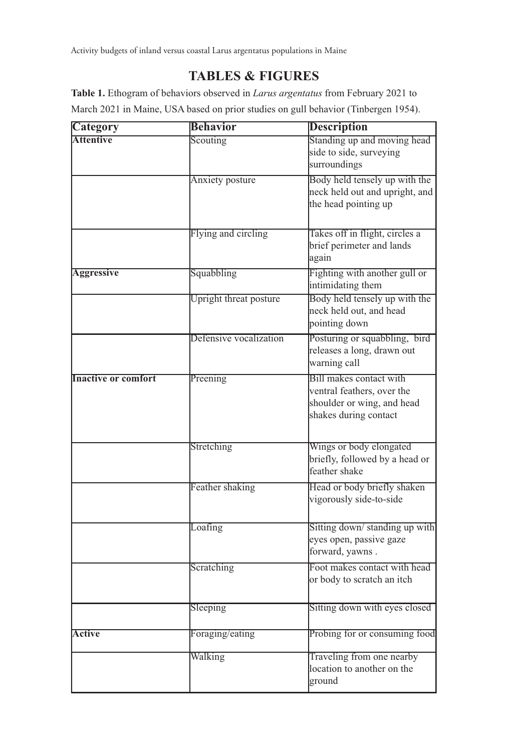## TABLES & FIGURES

**Table 1.** Ethogram of behaviors observed in *Larus argentatus* from February 2021 to March 2021 in Maine, USA based on prior studies on gull behavior (Tinbergen 1954).

| Category | Behavior | Description |
|---|---|---|
| **Attentive** | Scouting | Standing up and moving head side to side, surveying surroundings |
| | Anxiety posture | Body held tensely up with the neck held out and upright, and the head pointing up |
| | Flying and circling | Takes off in flight, circles a brief perimeter and lands again |
| **Aggressive** | Squabbling | Fighting with another gull or intimidating them |
| | Upright threat posture | Body held tensely up with the neck held out, and head pointing down |
| | Defensive vocalization | Posturing or squabbling, bird releases a long, drawn out warning call |
| **Inactive or comfort** | Preening | Bill makes contact with ventral feathers, over the shoulder or wing, and head shakes during contact |
| | Stretching | Wings or body elongated briefly, followed by a head or feather shake |
| | Feather shaking | Head or body briefly shaken vigorously side-to-side |
| | Loafing | Sitting down/ standing up with eyes open, passive gaze forward, yawns . |
| | Scratching | Foot makes contact with head or body to scratch an itch |
| | Sleeping | Sitting down with eyes closed |
| **Active** | Foraging/eating | Probing for or consuming food |
| | Walking | Traveling from one nearby location to another on the ground |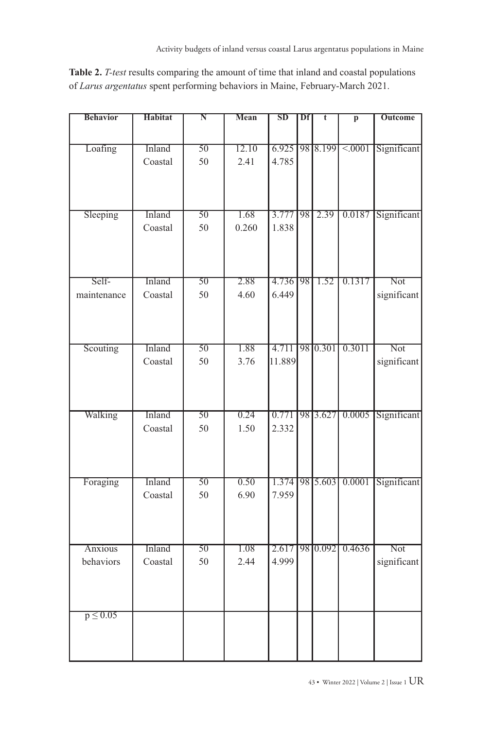**Table 2.** *T-test* results comparing the amount of time that inland and coastal populations of *Larus argentatus* spent performing behaviors in Maine, February-March 2021.

| Behavior | Habitat | N | Mean | SD | Df | t | p | Outcome |
|---|---|---|---|---|---|---|---|---|
| Loafing | Inland<br>Coastal | 50<br>50 | 12.10<br>2.41 | 6.925<br>4.785 | 98 | 8.199 | <.0001 | Significant |
| Sleeping | Inland<br>Coastal | 50<br>50 | 1.68<br>0.260 | 3.777<br>1.838 | 98 | 2.39 | 0.0187 | Significant |
| Self-maintenance | Inland<br>Coastal | 50<br>50 | 2.88<br>4.60 | 4.736<br>6.449 | 98 | 1.52 | 0.1317 | Not significant |
| Scouting | Inland<br>Coastal | 50<br>50 | 1.88<br>3.76 | 4.711<br>11.889 | 98 | 0.301 | 0.3011 | Not significant |
| Walking | Inland<br>Coastal | 50<br>50 | 0.24<br>1.50 | 0.771<br>2.332 | 98 | 3.627 | 0.0005 | Significant |
| Foraging | Inland<br>Coastal | 50<br>50 | 0.50<br>6.90 | 1.374<br>7.959 | 98 | 5.603 | 0.0001 | Significant |
| Anxious behaviors | Inland<br>Coastal | 50<br>50 | 1.08<br>2.44 | 2.617<br>4.999 | 98 | 0.092 | 0.4636 | Not significant |
| $p \leq 0.05$ | | | | | | | | |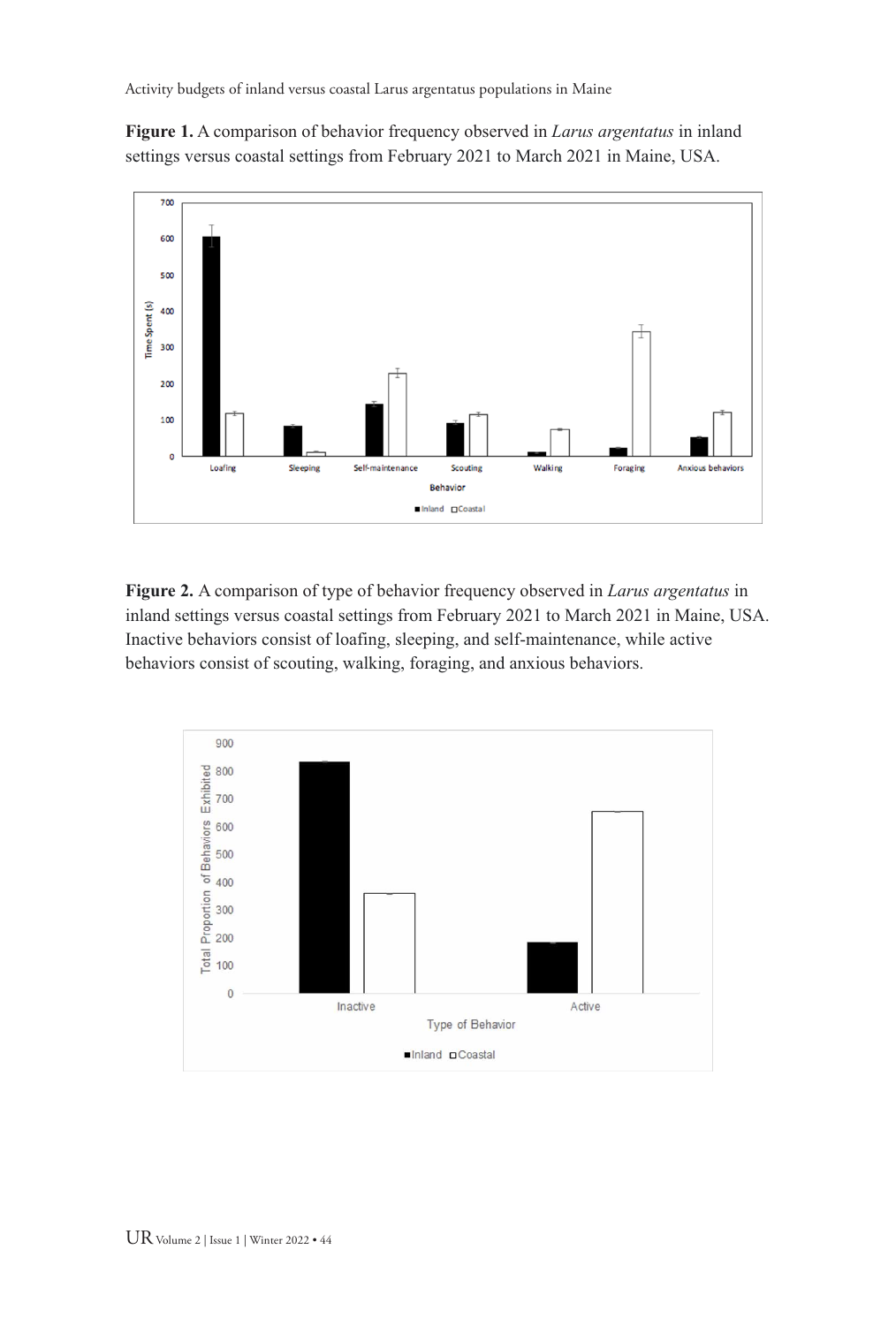**Figure 1.** A comparison of behavior frequency observed in *Larus argentatus* in inland settings versus coastal settings from February 2021 to March 2021 in Maine, USA.

**Figure 2.** A comparison of type of behavior frequency observed in *Larus argentatus* in inland settings versus coastal settings from February 2021 to March 2021 in Maine, USA. Inactive behaviors consist of loafing, sleeping, and self-maintenance, while active behaviors consist of scouting, walking, foraging, and anxious behaviors.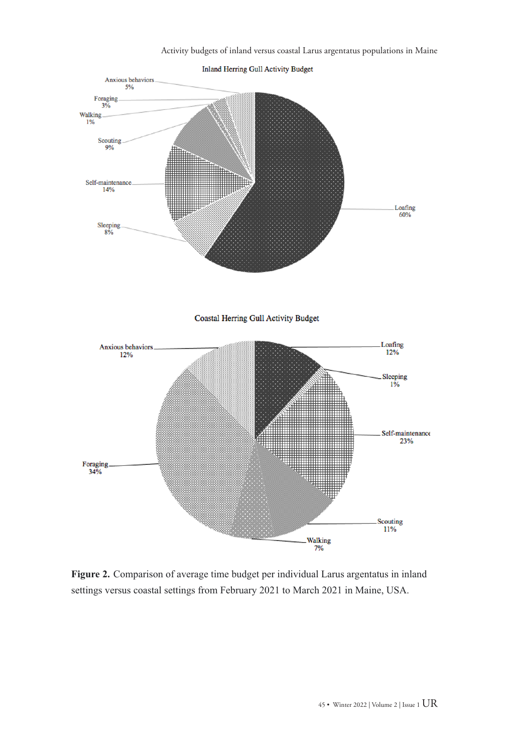Inland Herring Gull Activity Budget

Anxious behaviors 5%

Foraging 3%

Walking 1%

Scouting 9%

Self-maintenance 14%

Sleeping 8%

Loafing 60%

Coastal Herring Gull Activity Budget

Anxious behaviors 12%

Loafing 12%

Sleeping 1%

Self-maintenance 23%

Foraging 34%

Scouting 11%

Walking 7%

**Figure 2.** Comparison of average time budget per individual Larus argentatus in inland settings versus coastal settings from February 2021 to March 2021 in Maine, USA.